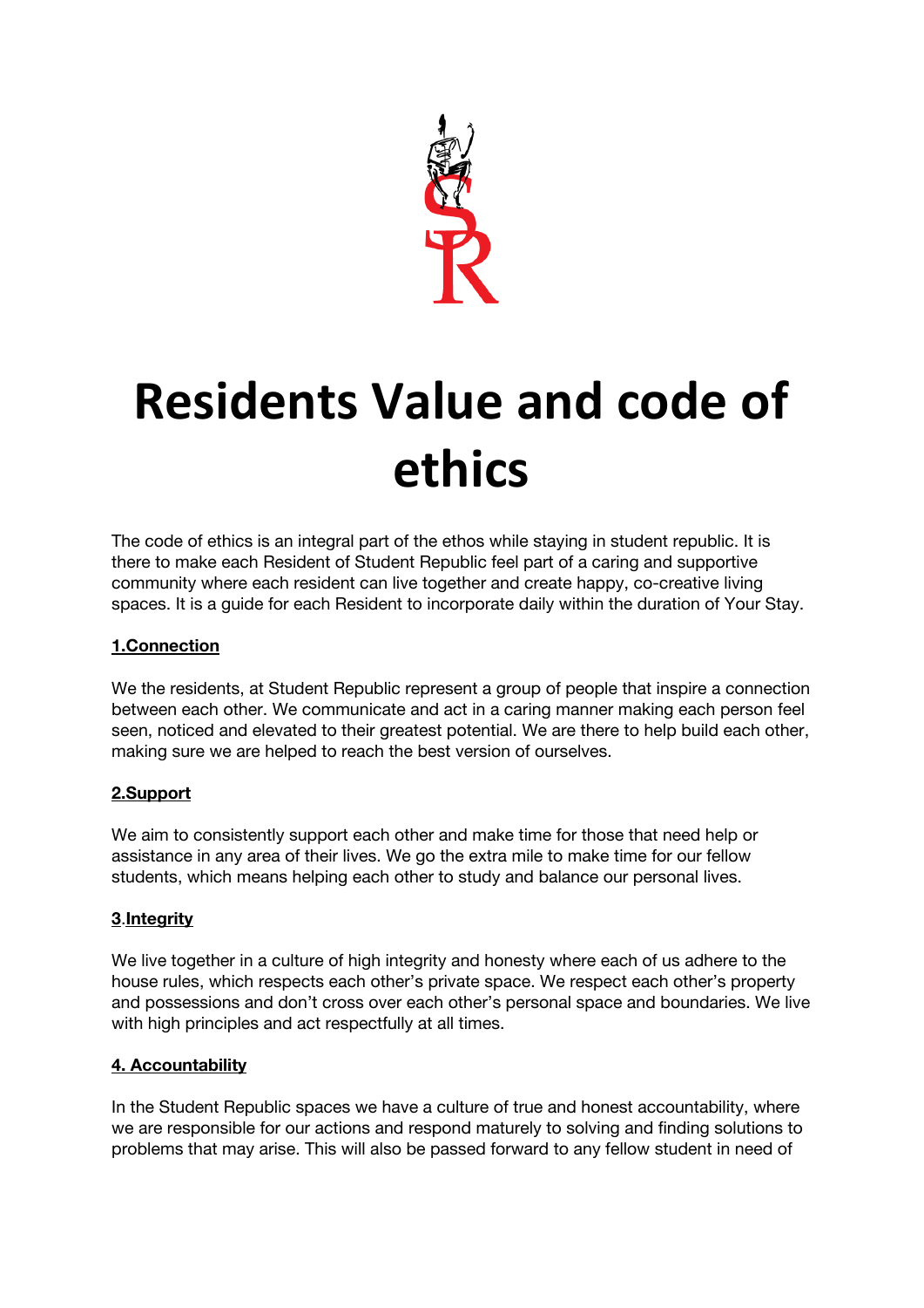# Residents Value and code of ethics

The code of ethics is an integral part of the ethos while staying in student republic. It is there to make each Resident of Student Republic feel part of a caring and supportive community where each resident can live together and create happy, co-creative living spaces. It is a guide for each Resident to incorporate daily within the duration of Your Stay.

**1.Connection**

We the residents, at Student Republic represent a group of people that inspire a connection between each other. We communicate and act in a caring manner making each person feel seen, noticed and elevated to their greatest potential. We are there to help build each other, making sure we are helped to reach the best version of ourselves.

**2.Support**

We aim to consistently support each other and make time for those that need help or assistance in any area of their lives. We go the extra mile to make time for our fellow students, which means helping each other to study and balance our personal lives.

**3.Integrity**

We live together in a culture of high integrity and honesty where each of us adhere to the house rules, which respects each other's private space. We respect each other's property and possessions and don't cross over each other's personal space and boundaries. We live with high principles and act respectfully at all times.

**4. Accountability**

In the Student Republic spaces we have a culture of true and honest accountability, where we are responsible for our actions and respond maturely to solving and finding solutions to problems that may arise. This will also be passed forward to any fellow student in need of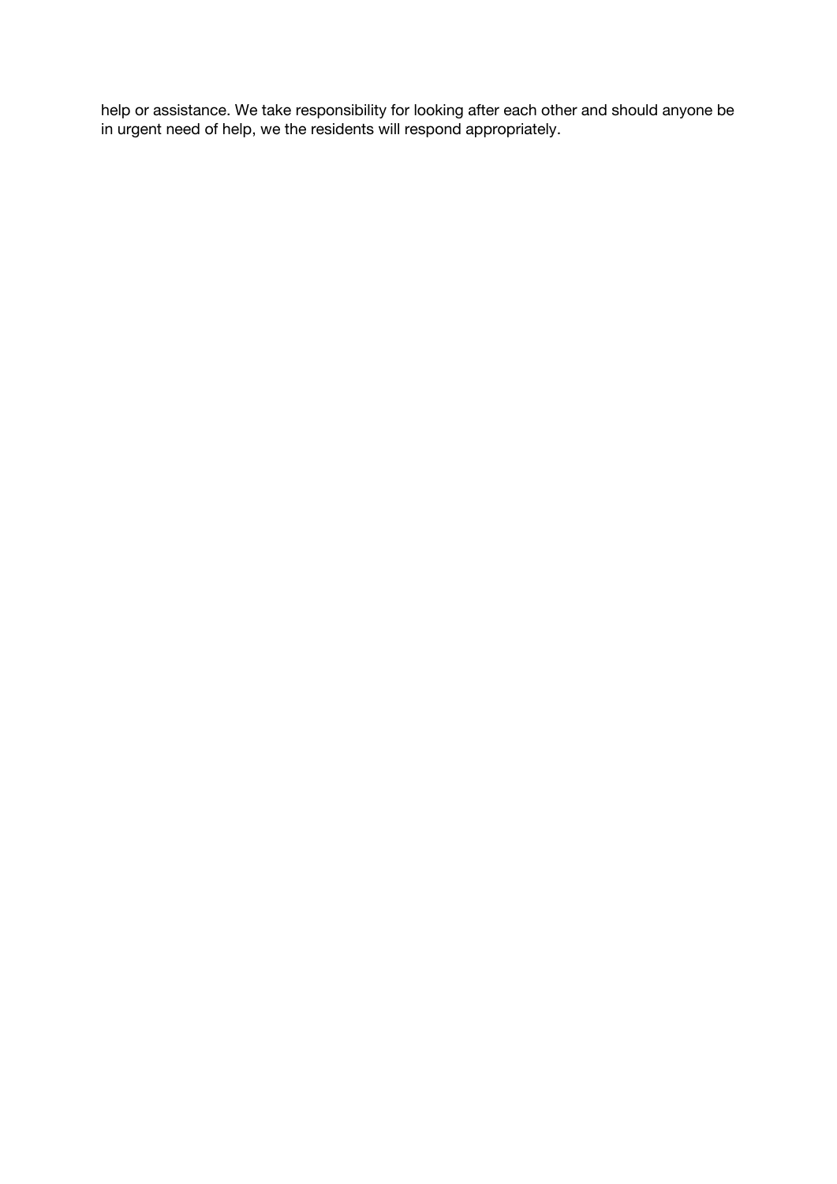help or assistance. We take responsibility for looking after each other and should anyone be in urgent need of help, we the residents will respond appropriately.